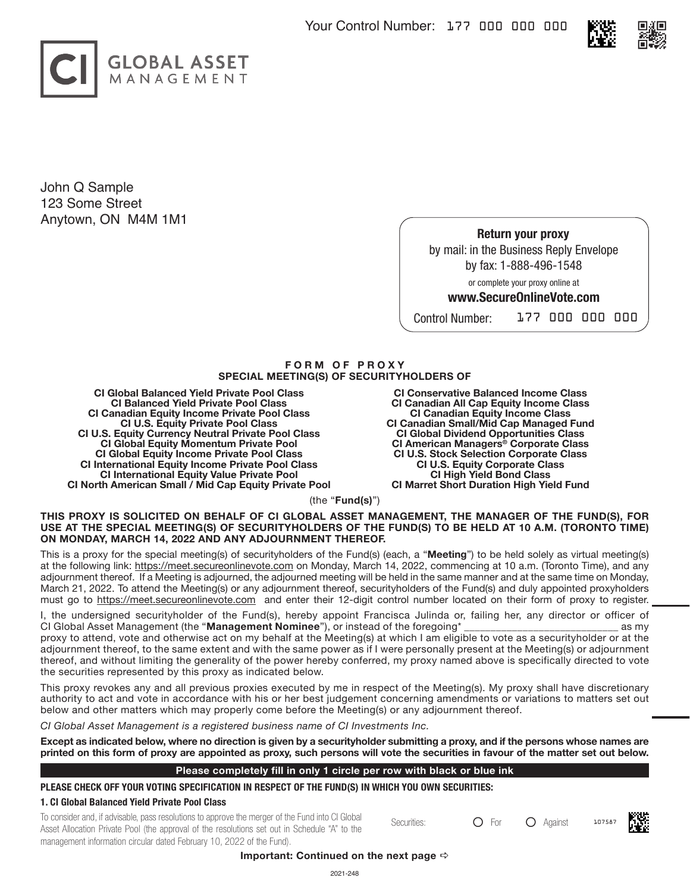Your Control Number: 177 000 000 000

CI GLOBAL ASSET MANAGEMENT

John Q Sample
123 Some Street
Anytown, ON M4M 1M1

**Return your proxy**
by mail: in the Business Reply Envelope
by fax: 1-888-496-1548
or complete your proxy online at
**www.SecureOnlineVote.com**
Control Number: 177 000 000 000

## FORM OF PROXY
## SPECIAL MEETING(S) OF SECURITYHOLDERS OF

**CI Global Balanced Yield Private Pool Class**
**CI Balanced Yield Private Pool Class**
**CI Canadian Equity Income Private Pool Class**
**CI U.S. Equity Private Pool Class**
**CI U.S. Equity Currency Neutral Private Pool Class**
**CI Global Equity Momentum Private Pool**
**CI Global Equity Income Private Pool Class**
**CI International Equity Income Private Pool Class**
**CI International Equity Value Private Pool**
**CI North American Small / Mid Cap Equity Private Pool**
**CI Conservative Balanced Income Class**
**CI Canadian All Cap Equity Income Class**
**CI Canadian Equity Income Class**
**CI Canadian Small/Mid Cap Managed Fund**
**CI Global Dividend Opportunities Class**
**CI American Managers® Corporate Class**
**CI U.S. Stock Selection Corporate Class**
**CI U.S. Equity Corporate Class**
**CI High Yield Bond Class**
**CI Marret Short Duration High Yield Fund**

(the "**Fund(s)**")

**THIS PROXY IS SOLICITED ON BEHALF OF CI GLOBAL ASSET MANAGEMENT, THE MANAGER OF THE FUND(S), FOR USE AT THE SPECIAL MEETING(S) OF SECURITYHOLDERS OF THE FUND(S) TO BE HELD AT 10 A.M. (TORONTO TIME) ON MONDAY, MARCH 14, 2022 AND ANY ADJOURNMENT THEREOF.**

This is a proxy for the special meeting(s) of securityholders of the Fund(s) (each, a "**Meeting**") to be held solely as virtual meeting(s) at the following link: https://meet.secureonlinevote.com on Monday, March 14, 2022, commencing at 10 a.m. (Toronto Time), and any adjournment thereof. If a Meeting is adjourned, the adjourned meeting will be held in the same manner and at the same time on Monday, March 21, 2022. To attend the Meeting(s) or any adjournment thereof, securityholders of the Fund(s) and duly appointed proxyholders must go to https://meet.secureonlinevote.com and enter their 12-digit control number located on their form of proxy to register.

I, the undersigned securityholder of the Fund(s), hereby appoint Francisca Julinda or, failing her, any director or officer of CI Global Asset Management (the "**Management Nominee**"), or instead of the foregoing* ____________________________ as my proxy to attend, vote and otherwise act on my behalf at the Meeting(s) at which I am eligible to vote as a securityholder or at the adjournment thereof, to the same extent and with the same power as if I were personally present at the Meeting(s) or adjournment thereof, and without limiting the generality of the power hereby conferred, my proxy named above is specifically directed to vote the securities represented by this proxy as indicated below.

This proxy revokes any and all previous proxies executed by me in respect of the Meeting(s). My proxy shall have discretionary authority to act and vote in accordance with his or her best judgement concerning amendments or variations to matters set out below and other matters which may properly come before the Meeting(s) or any adjournment thereof.

*CI Global Asset Management is a registered business name of CI Investments Inc.*

**Except as indicated below, where no direction is given by a securityholder submitting a proxy, and if the persons whose names are printed on this form of proxy are appointed as proxy, such persons will vote the securities in favour of the matter set out below.**

**Please completely fill in only 1 circle per row with black or blue ink**

**PLEASE CHECK OFF YOUR VOTING SPECIFICATION IN RESPECT OF THE FUND(S) IN WHICH YOU OWN SECURITIES:**

**1. CI Global Balanced Yield Private Pool Class**

To consider and, if advisable, pass resolutions to approve the merger of the Fund into CI Global Asset Allocation Private Pool (the approval of the resolutions set out in Schedule "A" to the management information circular dated February 10, 2022 of the Fund).

Securities: ○ For ○ Against 107587

**Important: Continued on the next page ⇨**

2021-248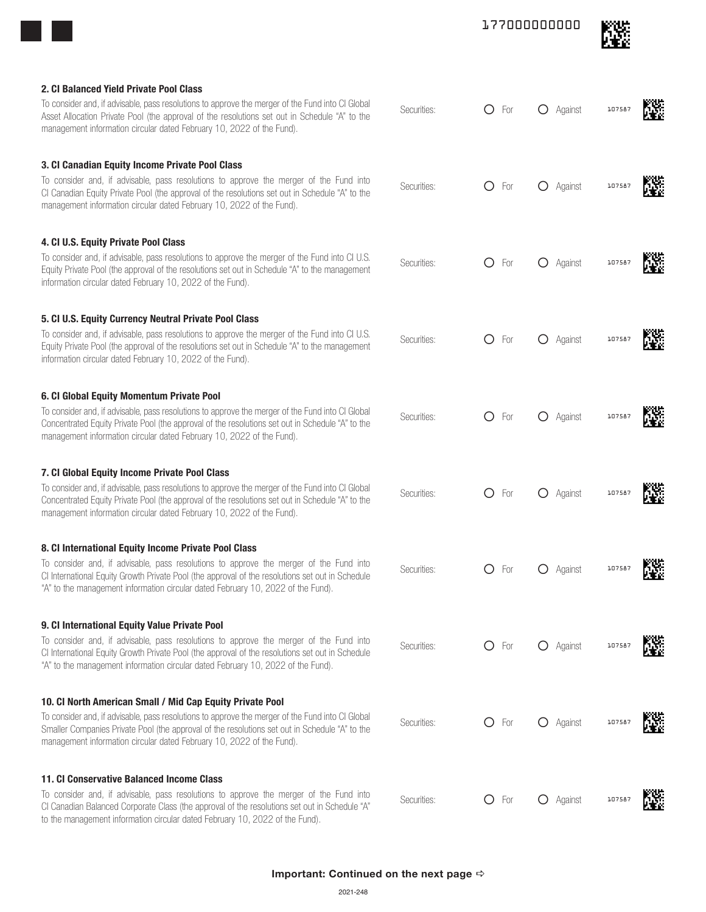**2. CI Balanced Yield Private Pool Class**

To consider and, if advisable, pass resolutions to approve the merger of the Fund into CI Global Asset Allocation Private Pool (the approval of the resolutions set out in Schedule "A" to the management information circular dated February 10, 2022 of the Fund).

Securities: ○ For ○ Against 107587

**3. CI Canadian Equity Income Private Pool Class**

To consider and, if advisable, pass resolutions to approve the merger of the Fund into CI Canadian Equity Private Pool (the approval of the resolutions set out in Schedule "A" to the management information circular dated February 10, 2022 of the Fund).

Securities: ○ For ○ Against 107587

**4. CI U.S. Equity Private Pool Class**

To consider and, if advisable, pass resolutions to approve the merger of the Fund into CI U.S. Equity Private Pool (the approval of the resolutions set out in Schedule "A" to the management information circular dated February 10, 2022 of the Fund).

Securities: ○ For ○ Against 107587

**5. CI U.S. Equity Currency Neutral Private Pool Class**

To consider and, if advisable, pass resolutions to approve the merger of the Fund into CI U.S. Equity Private Pool (the approval of the resolutions set out in Schedule "A" to the management information circular dated February 10, 2022 of the Fund).

Securities: ○ For ○ Against 107587

**6. CI Global Equity Momentum Private Pool**

To consider and, if advisable, pass resolutions to approve the merger of the Fund into CI Global Concentrated Equity Private Pool (the approval of the resolutions set out in Schedule "A" to the management information circular dated February 10, 2022 of the Fund).

Securities: ○ For ○ Against 107587

**7. CI Global Equity Income Private Pool Class**

To consider and, if advisable, pass resolutions to approve the merger of the Fund into CI Global Concentrated Equity Private Pool (the approval of the resolutions set out in Schedule "A" to the management information circular dated February 10, 2022 of the Fund).

Securities: ○ For ○ Against 107587

**8. CI International Equity Income Private Pool Class**

To consider and, if advisable, pass resolutions to approve the merger of the Fund into CI International Equity Growth Private Pool (the approval of the resolutions set out in Schedule "A" to the management information circular dated February 10, 2022 of the Fund).

Securities: ○ For ○ Against 107587

**9. CI International Equity Value Private Pool**

To consider and, if advisable, pass resolutions to approve the merger of the Fund into CI International Equity Growth Private Pool (the approval of the resolutions set out in Schedule "A" to the management information circular dated February 10, 2022 of the Fund).

Securities: ○ For ○ Against 107587

**10. CI North American Small / Mid Cap Equity Private Pool**

To consider and, if advisable, pass resolutions to approve the merger of the Fund into CI Global Smaller Companies Private Pool (the approval of the resolutions set out in Schedule "A" to the management information circular dated February 10, 2022 of the Fund).

Securities: ○ For ○ Against 107587

**11. CI Conservative Balanced Income Class**

To consider and, if advisable, pass resolutions to approve the merger of the Fund into CI Canadian Balanced Corporate Class (the approval of the resolutions set out in Schedule "A" to the management information circular dated February 10, 2022 of the Fund).

Securities: ○ For ○ Against 107587

**Important: Continued on the next page ⇨**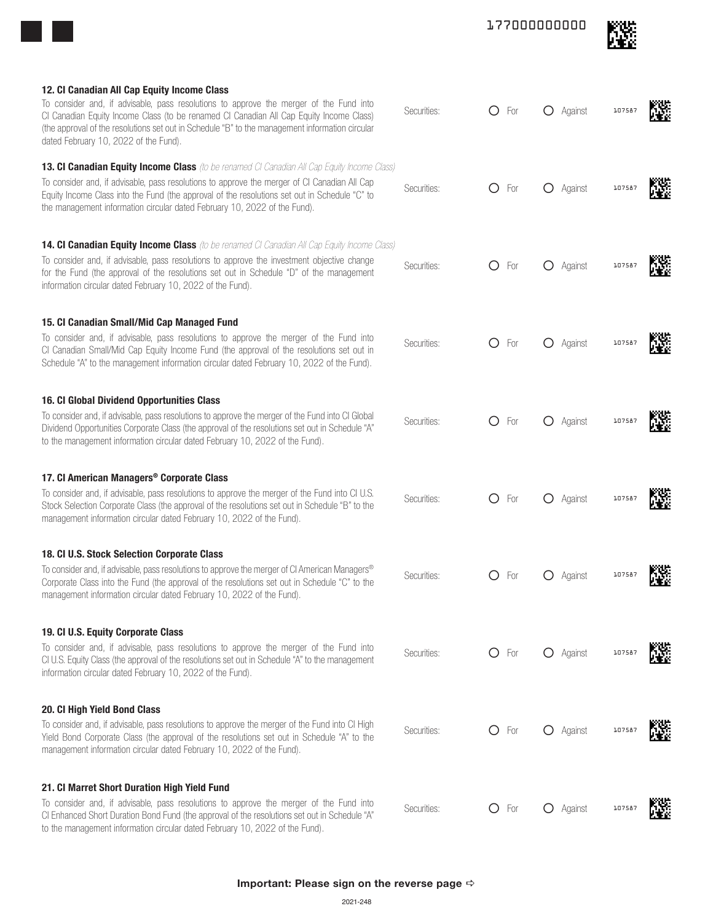**12. CI Canadian All Cap Equity Income Class**

To consider and, if advisable, pass resolutions to approve the merger of the Fund into CI Canadian Equity Income Class (to be renamed CI Canadian All Cap Equity Income Class) (the approval of the resolutions set out in Schedule "B" to the management information circular dated February 10, 2022 of the Fund).

Securities: ○ For ○ Against 107587

**13. CI Canadian Equity Income Class** *(to be renamed CI Canadian All Cap Equity Income Class)*

To consider and, if advisable, pass resolutions to approve the merger of CI Canadian All Cap Equity Income Class into the Fund (the approval of the resolutions set out in Schedule "C" to the management information circular dated February 10, 2022 of the Fund).

Securities: ○ For ○ Against 107587

**14. CI Canadian Equity Income Class** *(to be renamed CI Canadian All Cap Equity Income Class)*

To consider and, if advisable, pass resolutions to approve the investment objective change for the Fund (the approval of the resolutions set out in Schedule "D" of the management information circular dated February 10, 2022 of the Fund).

Securities: ○ For ○ Against 107587

**15. CI Canadian Small/Mid Cap Managed Fund**

To consider and, if advisable, pass resolutions to approve the merger of the Fund into CI Canadian Small/Mid Cap Equity Income Fund (the approval of the resolutions set out in Schedule "A" to the management information circular dated February 10, 2022 of the Fund).

Securities: ○ For ○ Against 107587

**16. CI Global Dividend Opportunities Class**

To consider and, if advisable, pass resolutions to approve the merger of the Fund into CI Global Dividend Opportunities Corporate Class (the approval of the resolutions set out in Schedule "A" to the management information circular dated February 10, 2022 of the Fund).

Securities: ○ For ○ Against 107587

**17. CI American Managers® Corporate Class**

To consider and, if advisable, pass resolutions to approve the merger of the Fund into CI U.S. Stock Selection Corporate Class (the approval of the resolutions set out in Schedule "B" to the management information circular dated February 10, 2022 of the Fund).

Securities: ○ For ○ Against 107587

**18. CI U.S. Stock Selection Corporate Class**

To consider and, if advisable, pass resolutions to approve the merger of CI American Managers® Corporate Class into the Fund (the approval of the resolutions set out in Schedule "C" to the management information circular dated February 10, 2022 of the Fund).

Securities: ○ For ○ Against 107587

**19. CI U.S. Equity Corporate Class**

To consider and, if advisable, pass resolutions to approve the merger of the Fund into CI U.S. Equity Class (the approval of the resolutions set out in Schedule "A" to the management information circular dated February 10, 2022 of the Fund).

Securities: ○ For ○ Against 107587

**20. CI High Yield Bond Class**

To consider and, if advisable, pass resolutions to approve the merger of the Fund into CI High Yield Bond Corporate Class (the approval of the resolutions set out in Schedule "A" to the management information circular dated February 10, 2022 of the Fund).

Securities: ○ For ○ Against 107587

**21. CI Marret Short Duration High Yield Fund**

To consider and, if advisable, pass resolutions to approve the merger of the Fund into CI Enhanced Short Duration Bond Fund (the approval of the resolutions set out in Schedule "A" to the management information circular dated February 10, 2022 of the Fund).

Securities: ○ For ○ Against 107587

**Important: Please sign on the reverse page ⇨**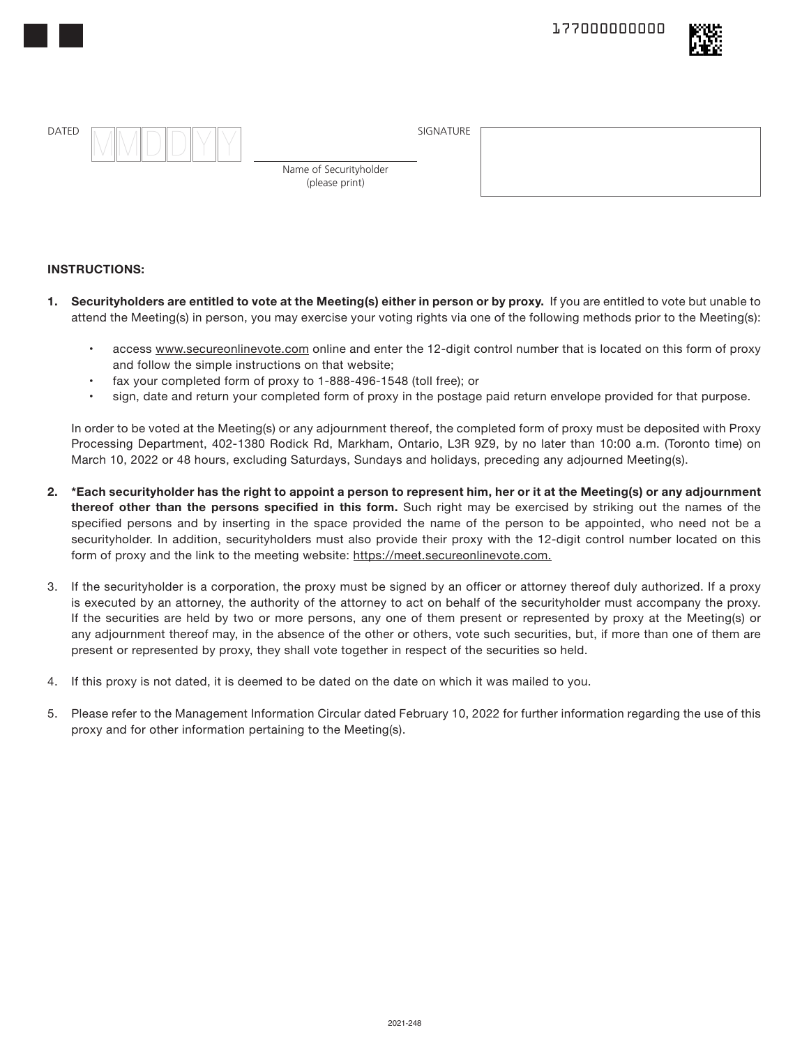177000000000

DATED MM DD YY

Name of Securityholder (please print)

SIGNATURE

**INSTRUCTIONS:**

1. **Securityholders are entitled to vote at the Meeting(s) either in person or by proxy.** If you are entitled to vote but unable to attend the Meeting(s) in person, you may exercise your voting rights via one of the following methods prior to the Meeting(s):

   - access www.secureonlinevote.com online and enter the 12-digit control number that is located on this form of proxy and follow the simple instructions on that website;
   - fax your completed form of proxy to 1-888-496-1548 (toll free); or
   - sign, date and return your completed form of proxy in the postage paid return envelope provided for that purpose.

   In order to be voted at the Meeting(s) or any adjournment thereof, the completed form of proxy must be deposited with Proxy Processing Department, 402-1380 Rodick Rd, Markham, Ontario, L3R 9Z9, by no later than 10:00 a.m. (Toronto time) on March 10, 2022 or 48 hours, excluding Saturdays, Sundays and holidays, preceding any adjourned Meeting(s).

2. ***Each securityholder has the right to appoint a person to represent him, her or it at the Meeting(s) or any adjournment thereof other than the persons specified in this form.** Such right may be exercised by striking out the names of the specified persons and by inserting in the space provided the name of the person to be appointed, who need not be a securityholder. In addition, securityholders must also provide their proxy with the 12-digit control number located on this form of proxy and the link to the meeting website: https://meet.secureonlinevote.com.

3. If the securityholder is a corporation, the proxy must be signed by an officer or attorney thereof duly authorized. If a proxy is executed by an attorney, the authority of the attorney to act on behalf of the securityholder must accompany the proxy. If the securities are held by two or more persons, any one of them present or represented by proxy at the Meeting(s) or any adjournment thereof may, in the absence of the other or others, vote such securities, but, if more than one of them are present or represented by proxy, they shall vote together in respect of the securities so held.

4. If this proxy is not dated, it is deemed to be dated on the date on which it was mailed to you.

5. Please refer to the Management Information Circular dated February 10, 2022 for further information regarding the use of this proxy and for other information pertaining to the Meeting(s).

2021-248